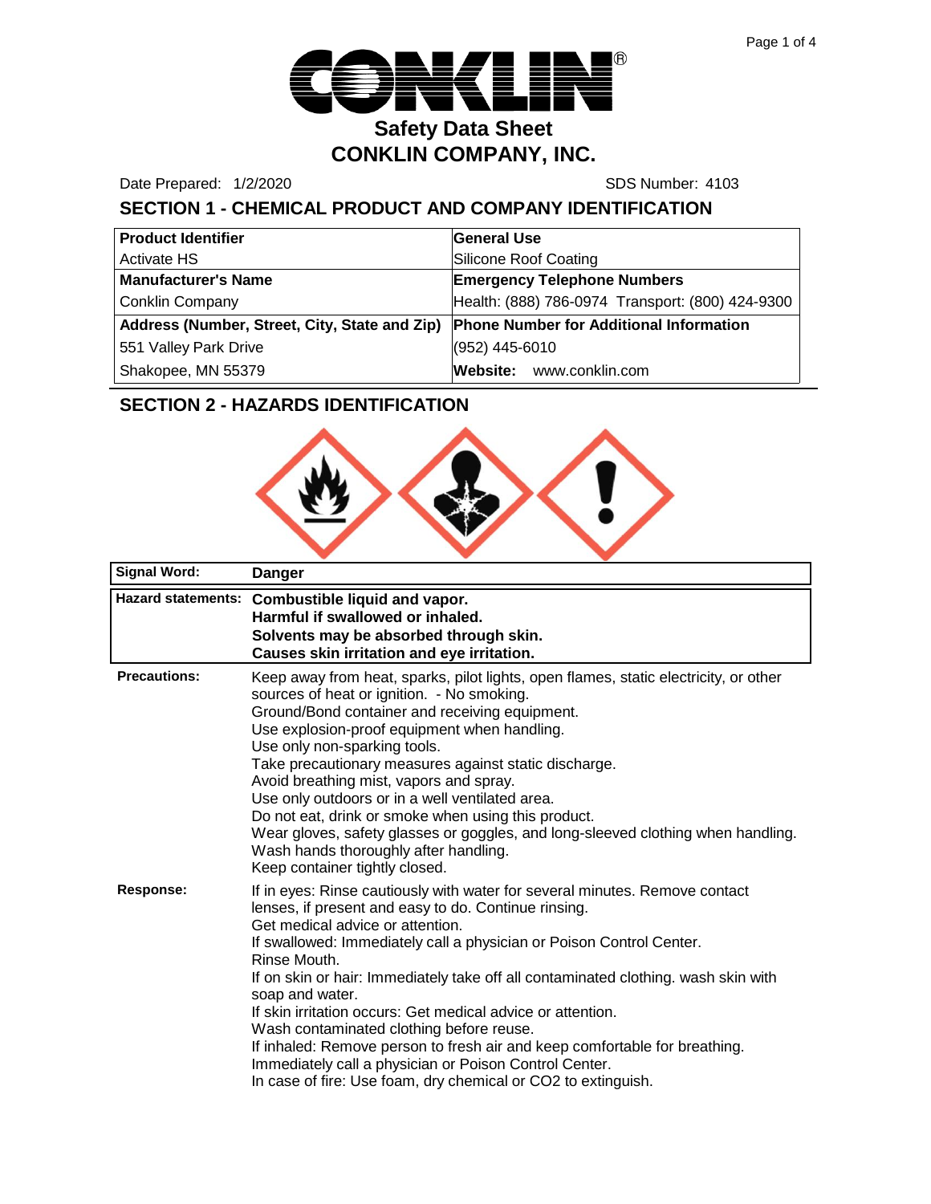# Safety Data Sheet

# CONKLIN COMPANY, INC.

Date Prepared: 1/2/2020 SDS Number: 4103

## SECTION 1 - CHEMICAL PRODUCT AND COMPANY IDENTIFICATION

| **Product Identifier** | **General Use** |
|---|---|
| Activate HS | Silicone Roof Coating |
| **Manufacturer's Name** | **Emergency Telephone Numbers** |
| Conklin Company | Health: (888) 786-0974 Transport: (800) 424-9300 |
| **Address (Number, Street, City, State and Zip)** | **Phone Number for Additional Information** |
| 551 Valley Park Drive | (952) 445-6010 |
| Shakopee, MN 55379 | **Website:** www.conklin.com |

## SECTION 2 - HAZARDS IDENTIFICATION

| **Signal Word:** | **Danger** |
|---|---|
| **Hazard statements:** | **Combustible liquid and vapor.**<br>**Harmful if swallowed or inhaled.**<br>**Solvents may be absorbed through skin.**<br>**Causes skin irritation and eye irritation.** |
| **Precautions:** | Keep away from heat, sparks, pilot lights, open flames, static electricity, or other sources of heat or ignition. - No smoking.<br>Ground/Bond container and receiving equipment.<br>Use explosion-proof equipment when handling.<br>Use only non-sparking tools.<br>Take precautionary measures against static discharge.<br>Avoid breathing mist, vapors and spray.<br>Use only outdoors or in a well ventilated area.<br>Do not eat, drink or smoke when using this product.<br>Wear gloves, safety glasses or goggles, and long-sleeved clothing when handling.<br>Wash hands thoroughly after handling.<br>Keep container tightly closed. |
| **Response:** | If in eyes: Rinse cautiously with water for several minutes. Remove contact lenses, if present and easy to do. Continue rinsing.<br>Get medical advice or attention.<br>If swallowed: Immediately call a physician or Poison Control Center.<br>Rinse Mouth.<br>If on skin or hair: Immediately take off all contaminated clothing. wash skin with soap and water.<br>If skin irritation occurs: Get medical advice or attention.<br>Wash contaminated clothing before reuse.<br>If inhaled: Remove person to fresh air and keep comfortable for breathing.<br>Immediately call a physician or Poison Control Center.<br>In case of fire: Use foam, dry chemical or CO2 to extinguish. |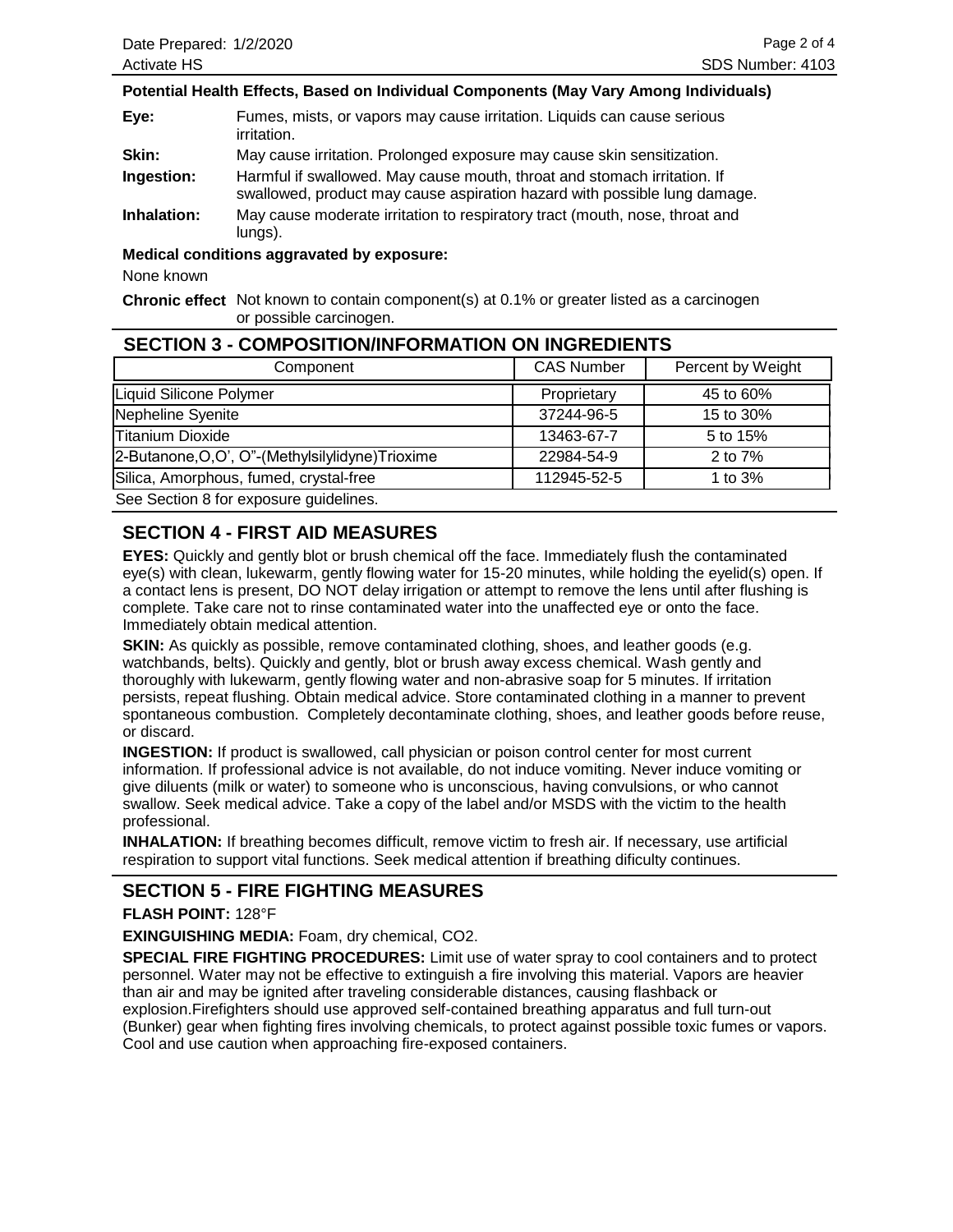**Potential Health Effects, Based on Individual Components (May Vary Among Individuals)**

**Eye:** Fumes, mists, or vapors may cause irritation. Liquids can cause serious irritation.

**Skin:** May cause irritation. Prolonged exposure may cause skin sensitization.

**Ingestion:** Harmful if swallowed. May cause mouth, throat and stomach irritation. If swallowed, product may cause aspiration hazard with possible lung damage.

**Inhalation:** May cause moderate irritation to respiratory tract (mouth, nose, throat and lungs).

**Medical conditions aggravated by exposure:**

None known

**Chronic effect** Not known to contain component(s) at 0.1% or greater listed as a carcinogen or possible carcinogen.

## SECTION 3 - COMPOSITION/INFORMATION ON INGREDIENTS

| Component | CAS Number | Percent by Weight |
|---|---|---|
| Liquid Silicone Polymer | Proprietary | 45 to 60% |
| Nepheline Syenite | 37244-96-5 | 15 to 30% |
| Titanium Dioxide | 13463-67-7 | 5 to 15% |
| 2-Butanone,O,O', O"-(Methylsilylidyne)Trioxime | 22984-54-9 | 2 to 7% |
| Silica, Amorphous, fumed, crystal-free | 112945-52-5 | 1 to 3% |

See Section 8 for exposure guidelines.

## SECTION 4 - FIRST AID MEASURES

**EYES:** Quickly and gently blot or brush chemical off the face. Immediately flush the contaminated eye(s) with clean, lukewarm, gently flowing water for 15-20 minutes, while holding the eyelid(s) open. If a contact lens is present, DO NOT delay irrigation or attempt to remove the lens until after flushing is complete. Take care not to rinse contaminated water into the unaffected eye or onto the face. Immediately obtain medical attention.

**SKIN:** As quickly as possible, remove contaminated clothing, shoes, and leather goods (e.g. watchbands, belts). Quickly and gently, blot or brush away excess chemical. Wash gently and thoroughly with lukewarm, gently flowing water and non-abrasive soap for 5 minutes. If irritation persists, repeat flushing. Obtain medical advice. Store contaminated clothing in a manner to prevent spontaneous combustion. Completely decontaminate clothing, shoes, and leather goods before reuse, or discard.

**INGESTION:** If product is swallowed, call physician or poison control center for most current information. If professional advice is not available, do not induce vomiting. Never induce vomiting or give diluents (milk or water) to someone who is unconscious, having convulsions, or who cannot swallow. Seek medical advice. Take a copy of the label and/or MSDS with the victim to the health professional.

**INHALATION:** If breathing becomes difficult, remove victim to fresh air. If necessary, use artificial respiration to support vital functions. Seek medical attention if breathing dificulty continues.

## SECTION 5 - FIRE FIGHTING MEASURES

**FLASH POINT:** 128°F

**EXINGUISHING MEDIA:** Foam, dry chemical, $CO_2$.

**SPECIAL FIRE FIGHTING PROCEDURES:** Limit use of water spray to cool containers and to protect personnel. Water may not be effective to extinguish a fire involving this material. Vapors are heavier than air and may be ignited after traveling considerable distances, causing flashback or explosion.Firefighters should use approved self-contained breathing apparatus and full turn-out (Bunker) gear when fighting fires involving chemicals, to protect against possible toxic fumes or vapors. Cool and use caution when approaching fire-exposed containers.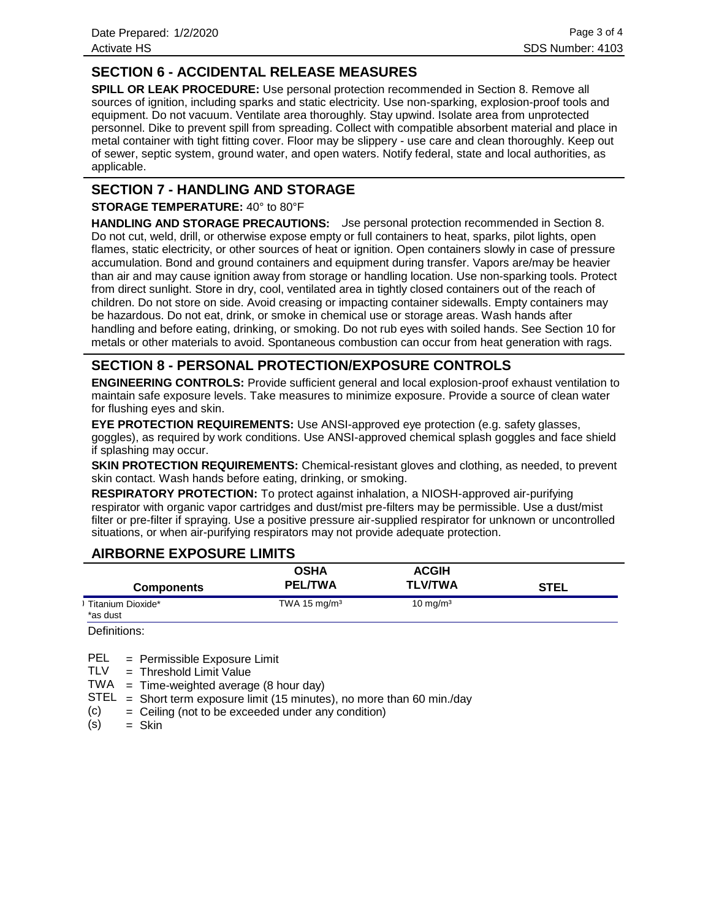## SECTION 6 - ACCIDENTAL RELEASE MEASURES

**SPILL OR LEAK PROCEDURE:** Use personal protection recommended in Section 8. Remove all sources of ignition, including sparks and static electricity. Use non-sparking, explosion-proof tools and equipment. Do not vacuum. Ventilate area thoroughly. Stay upwind. Isolate area from unprotected personnel. Dike to prevent spill from spreading. Collect with compatible absorbent material and place in metal container with tight fitting cover. Floor may be slippery - use care and clean thoroughly. Keep out of sewer, septic system, ground water, and open waters. Notify federal, state and local authorities, as applicable.

## SECTION 7 - HANDLING AND STORAGE

**STORAGE TEMPERATURE:** 40° to 80°F

**HANDLING AND STORAGE PRECAUTIONS:** Use personal protection recommended in Section 8. Do not cut, weld, drill, or otherwise expose empty or full containers to heat, sparks, pilot lights, open flames, static electricity, or other sources of heat or ignition. Open containers slowly in case of pressure accumulation. Bond and ground containers and equipment during transfer. Vapors are/may be heavier than air and may cause ignition away from storage or handling location. Use non-sparking tools. Protect from direct sunlight. Store in dry, cool, ventilated area in tightly closed containers out of the reach of children. Do not store on side. Avoid creasing or impacting container sidewalls. Empty containers may be hazardous. Do not eat, drink, or smoke in chemical use or storage areas. Wash hands after handling and before eating, drinking, or smoking. Do not rub eyes with soiled hands. See Section 10 for metals or other materials to avoid. Spontaneous combustion can occur from heat generation with rags.

## SECTION 8 - PERSONAL PROTECTION/EXPOSURE CONTROLS

**ENGINEERING CONTROLS:** Provide sufficient general and local explosion-proof exhaust ventilation to maintain safe exposure levels. Take measures to minimize exposure. Provide a source of clean water for flushing eyes and skin.

**EYE PROTECTION REQUIREMENTS:** Use ANSI-approved eye protection (e.g. safety glasses, goggles), as required by work conditions. Use ANSI-approved chemical splash goggles and face shield if splashing may occur.

**SKIN PROTECTION REQUIREMENTS:** Chemical-resistant gloves and clothing, as needed, to prevent skin contact. Wash hands before eating, drinking, or smoking.

**RESPIRATORY PROTECTION:** To protect against inhalation, a NIOSH-approved air-purifying respirator with organic vapor cartridges and dust/mist pre-filters may be permissible. Use a dust/mist filter or pre-filter if spraying. Use a positive pressure air-supplied respirator for unknown or uncontrolled situations, or when air-purifying respirators may not provide adequate protection.

## AIRBORNE EXPOSURE LIMITS

| Components | OSHA PEL/TWA | ACGIH TLV/TWA | STEL |
|---|---|---|---|
| Titanium Dioxide* <br> *as dust | TWA 15 mg/m³ | 10 mg/m³ | |

Definitions:

- PEL = Permissible Exposure Limit
- TLV = Threshold Limit Value
- TWA = Time-weighted average (8 hour day)
- STEL = Short term exposure limit (15 minutes), no more than 60 min./day
- (c) = Ceiling (not to be exceeded under any condition)
- (s) = Skin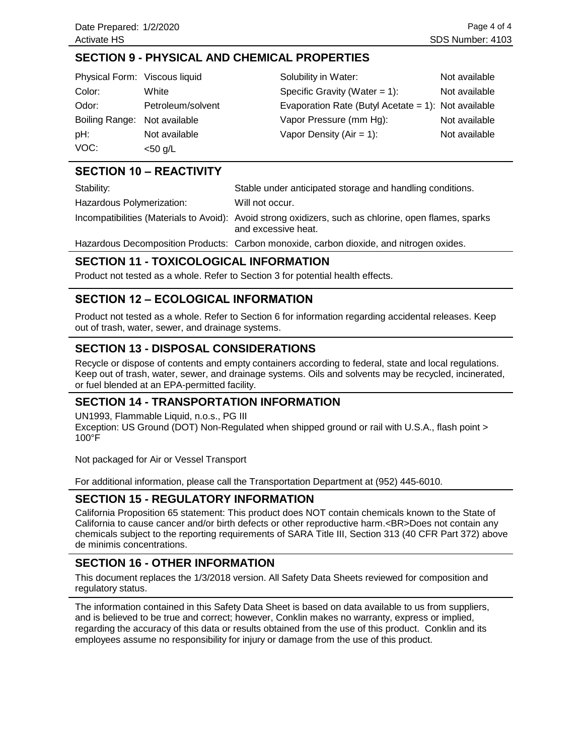## SECTION 9 - PHYSICAL AND CHEMICAL PROPERTIES

| | | | |
|---|---|---|---|
| Physical Form: | Viscous liquid | Solubility in Water: | Not available |
| Color: | White | Specific Gravity (Water = 1): | Not available |
| Odor: | Petroleum/solvent | Evaporation Rate (Butyl Acetate = 1): | Not available |
| Boiling Range: | Not available | Vapor Pressure (mm Hg): | Not available |
| pH: | Not available | Vapor Density (Air = 1): | Not available |
| VOC: | <50 g/L | | |

## SECTION 10 – REACTIVITY

| | |
|---|---|
| Stability: | Stable under anticipated storage and handling conditions. |
| Hazardous Polymerization: | Will not occur. |
| Incompatibilities (Materials to Avoid): | Avoid strong oxidizers, such as chlorine, open flames, sparks and excessive heat. |
| Hazardous Decomposition Products: | Carbon monoxide, carbon dioxide, and nitrogen oxides. |

## SECTION 11 - TOXICOLOGICAL INFORMATION

Product not tested as a whole. Refer to Section 3 for potential health effects.

## SECTION 12 – ECOLOGICAL INFORMATION

Product not tested as a whole. Refer to Section 6 for information regarding accidental releases. Keep out of trash, water, sewer, and drainage systems.

## SECTION 13 - DISPOSAL CONSIDERATIONS

Recycle or dispose of contents and empty containers according to federal, state and local regulations. Keep out of trash, water, sewer, and drainage systems. Oils and solvents may be recycled, incinerated, or fuel blended at an EPA-permitted facility.

## SECTION 14 - TRANSPORTATION INFORMATION

UN1993, Flammable Liquid, n.o.s., PG III
Exception: US Ground (DOT) Non-Regulated when shipped ground or rail with U.S.A., flash point > 100°F

Not packaged for Air or Vessel Transport

For additional information, please call the Transportation Department at (952) 445-6010.

## SECTION 15 - REGULATORY INFORMATION

California Proposition 65 statement: This product does NOT contain chemicals known to the State of California to cause cancer and/or birth defects or other reproductive harm.<BR>Does not contain any chemicals subject to the reporting requirements of SARA Title III, Section 313 (40 CFR Part 372) above de minimis concentrations.

## SECTION 16 - OTHER INFORMATION

This document replaces the 1/3/2018 version. All Safety Data Sheets reviewed for composition and regulatory status.

The information contained in this Safety Data Sheet is based on data available to us from suppliers, and is believed to be true and correct; however, Conklin makes no warranty, express or implied, regarding the accuracy of this data or results obtained from the use of this product. Conklin and its employees assume no responsibility for injury or damage from the use of this product.